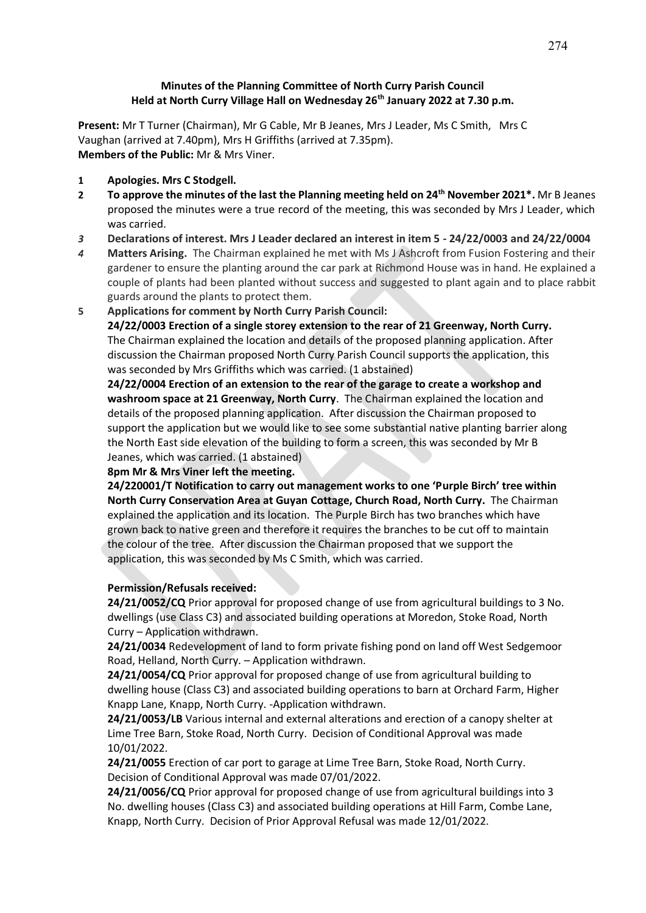**Minutes of the Planning Committee of North Curry Parish Council**
**Held at North Curry Village Hall on Wednesday 26th January 2022 at 7.30 p.m.**

**Present:** Mr T Turner (Chairman), Mr G Cable, Mr B Jeanes, Mrs J Leader, Ms C Smith, Mrs C Vaughan (arrived at 7.40pm), Mrs H Griffiths (arrived at 7.35pm).
**Members of the Public:** Mr & Mrs Viner.

1 **Apologies. Mrs C Stodgell.**

2 **To approve the minutes of the last the Planning meeting held on 24th November 2021*.** Mr B Jeanes proposed the minutes were a true record of the meeting, this was seconded by Mrs J Leader, which was carried.

*3* **Declarations of interest. Mrs J Leader declared an interest in item 5 - 24/22/0003 and 24/22/0004**

*4* **Matters Arising.** The Chairman explained he met with Ms J Ashcroft from Fusion Fostering and their gardener to ensure the planting around the car park at Richmond House was in hand. He explained a couple of plants had been planted without success and suggested to plant again and to place rabbit guards around the plants to protect them.

5 **Applications for comment by North Curry Parish Council:**

**24/22/0003 Erection of a single storey extension to the rear of 21 Greenway, North Curry.** The Chairman explained the location and details of the proposed planning application. After discussion the Chairman proposed North Curry Parish Council supports the application, this was seconded by Mrs Griffiths which was carried. (1 abstained)

**24/22/0004 Erection of an extension to the rear of the garage to create a workshop and washroom space at 21 Greenway, North Curry**. The Chairman explained the location and details of the proposed planning application. After discussion the Chairman proposed to support the application but we would like to see some substantial native planting barrier along the North East side elevation of the building to form a screen, this was seconded by Mr B Jeanes, which was carried. (1 abstained)

**8pm Mr & Mrs Viner left the meeting.**

**24/220001/T Notification to carry out management works to one 'Purple Birch' tree within North Curry Conservation Area at Guyan Cottage, Church Road, North Curry.** The Chairman explained the application and its location. The Purple Birch has two branches which have grown back to native green and therefore it requires the branches to be cut off to maintain the colour of the tree. After discussion the Chairman proposed that we support the application, this was seconded by Ms C Smith, which was carried.

**Permission/Refusals received:**

**24/21/0052/CQ** Prior approval for proposed change of use from agricultural buildings to 3 No. dwellings (use Class C3) and associated building operations at Moredon, Stoke Road, North Curry – Application withdrawn.

**24/21/0034** Redevelopment of land to form private fishing pond on land off West Sedgemoor Road, Helland, North Curry. – Application withdrawn.

**24/21/0054/CQ** Prior approval for proposed change of use from agricultural building to dwelling house (Class C3) and associated building operations to barn at Orchard Farm, Higher Knapp Lane, Knapp, North Curry. -Application withdrawn.

**24/21/0053/LB** Various internal and external alterations and erection of a canopy shelter at Lime Tree Barn, Stoke Road, North Curry. Decision of Conditional Approval was made 10/01/2022.

**24/21/0055** Erection of car port to garage at Lime Tree Barn, Stoke Road, North Curry. Decision of Conditional Approval was made 07/01/2022.

**24/21/0056/CQ** Prior approval for proposed change of use from agricultural buildings into 3 No. dwelling houses (Class C3) and associated building operations at Hill Farm, Combe Lane, Knapp, North Curry. Decision of Prior Approval Refusal was made 12/01/2022.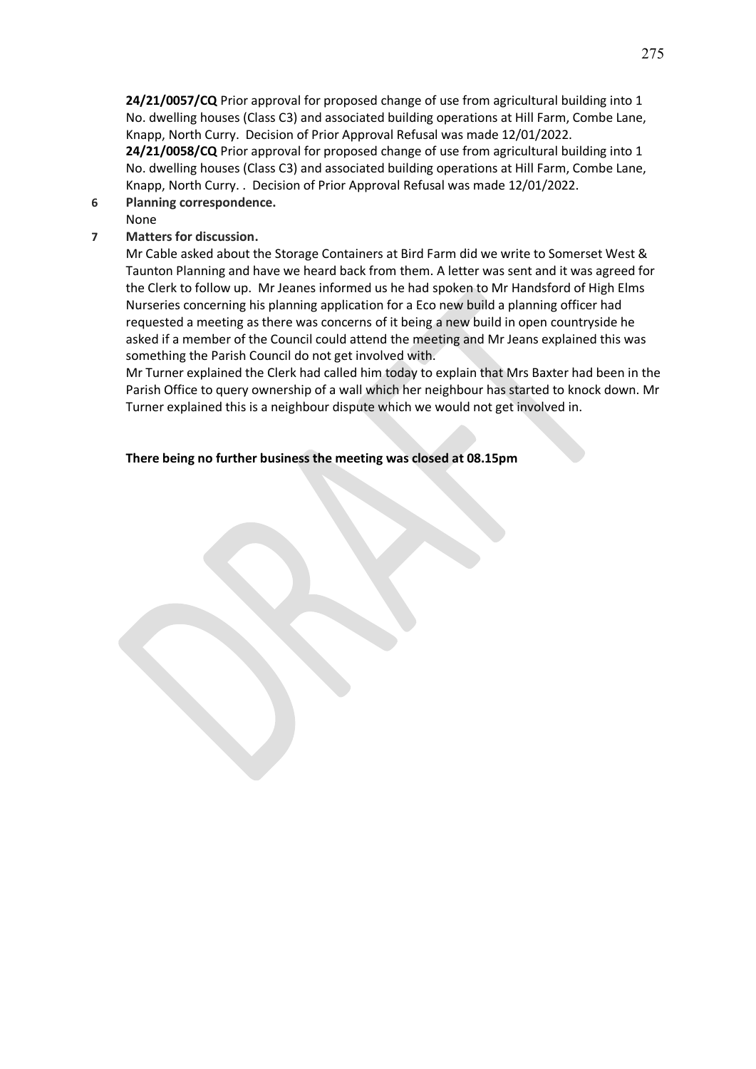**24/21/0057/CQ** Prior approval for proposed change of use from agricultural building into 1 No. dwelling houses (Class C3) and associated building operations at Hill Farm, Combe Lane, Knapp, North Curry. Decision of Prior Approval Refusal was made 12/01/2022.

**24/21/0058/CQ** Prior approval for proposed change of use from agricultural building into 1 No. dwelling houses (Class C3) and associated building operations at Hill Farm, Combe Lane, Knapp, North Curry. . Decision of Prior Approval Refusal was made 12/01/2022.

**6 Planning correspondence.**

None

**7 Matters for discussion.**

Mr Cable asked about the Storage Containers at Bird Farm did we write to Somerset West & Taunton Planning and have we heard back from them. A letter was sent and it was agreed for the Clerk to follow up. Mr Jeanes informed us he had spoken to Mr Handsford of High Elms Nurseries concerning his planning application for a Eco new build a planning officer had requested a meeting as there was concerns of it being a new build in open countryside he asked if a member of the Council could attend the meeting and Mr Jeans explained this was something the Parish Council do not get involved with.

Mr Turner explained the Clerk had called him today to explain that Mrs Baxter had been in the Parish Office to query ownership of a wall which her neighbour has started to knock down. Mr Turner explained this is a neighbour dispute which we would not get involved in.

**There being no further business the meeting was closed at 08.15pm**